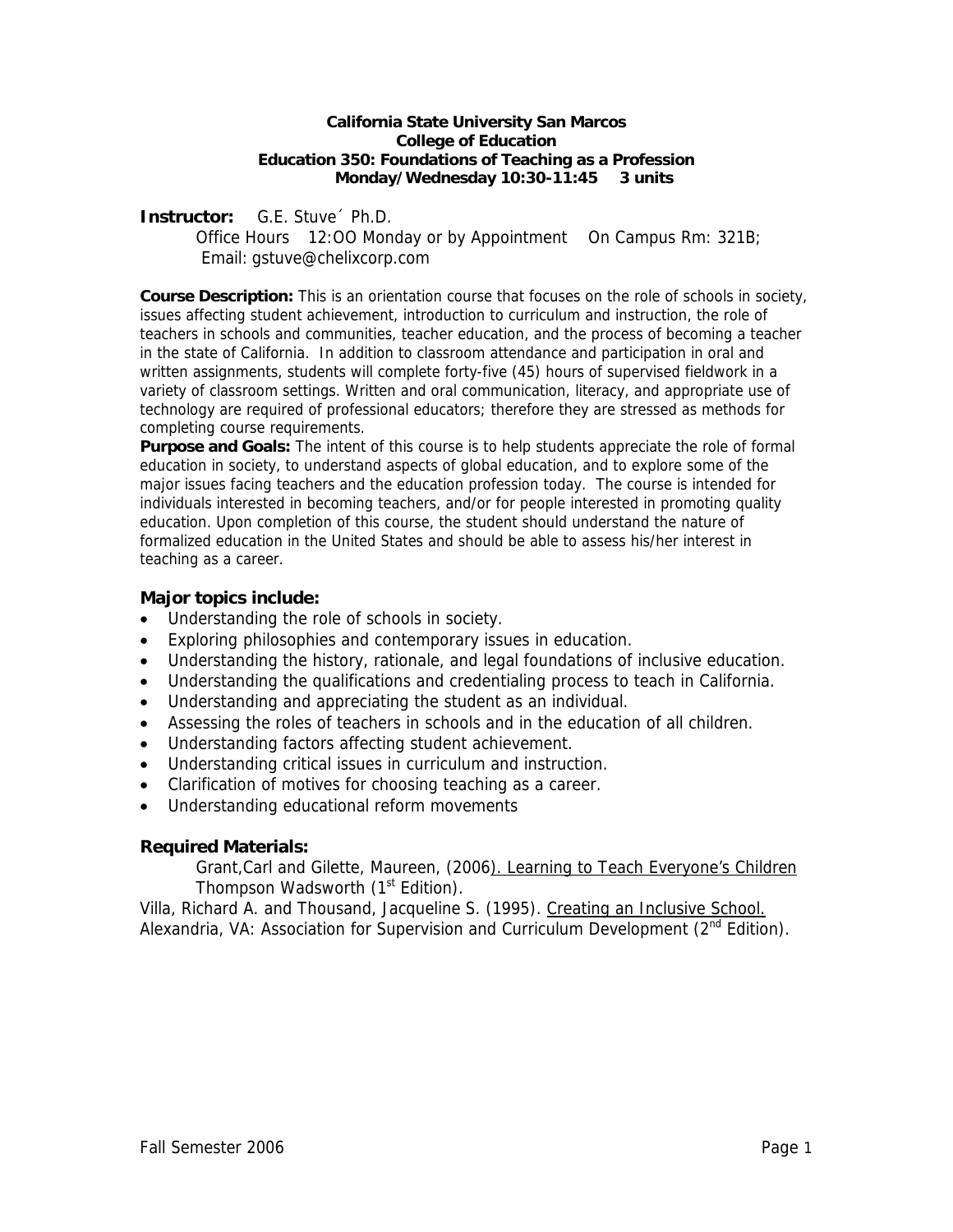**California State University San Marcos**
**College of Education**
**Education 350: Foundations of Teaching as a Profession**
**Monday/Wednesday 10:30-11:45 3 units**

**Instructor:** G.E. Stuve´ Ph.D.
Office Hours 12:OO Monday or by Appointment On Campus Rm: 321B;
Email: gstuve@chelixcorp.com

**Course Description:** This is an orientation course that focuses on the role of schools in society, issues affecting student achievement, introduction to curriculum and instruction, the role of teachers in schools and communities, teacher education, and the process of becoming a teacher in the state of California. In addition to classroom attendance and participation in oral and written assignments, students will complete forty-five (45) hours of supervised fieldwork in a variety of classroom settings. Written and oral communication, literacy, and appropriate use of technology are required of professional educators; therefore they are stressed as methods for completing course requirements.

**Purpose and Goals:** The intent of this course is to help students appreciate the role of formal education in society, to understand aspects of global education, and to explore some of the major issues facing teachers and the education profession today. The course is intended for individuals interested in becoming teachers, and/or for people interested in promoting quality education. Upon completion of this course, the student should understand the nature of formalized education in the United States and should be able to assess his/her interest in teaching as a career.

### Major topics include:

- Understanding the role of schools in society.
- Exploring philosophies and contemporary issues in education.
- Understanding the history, rationale, and legal foundations of inclusive education.
- Understanding the qualifications and credentialing process to teach in California.
- Understanding and appreciating the student as an individual.
- Assessing the roles of teachers in schools and in the education of all children.
- Understanding factors affecting student achievement.
- Understanding critical issues in curriculum and instruction.
- Clarification of motives for choosing teaching as a career.
- Understanding educational reform movements

### Required Materials:

Grant,Carl and Gilette, Maureen, (2006). Learning to Teach Everyone's Children Thompson Wadsworth (1st Edition).

Villa, Richard A. and Thousand, Jacqueline S. (1995). Creating an Inclusive School. Alexandria, VA: Association for Supervision and Curriculum Development (2nd Edition).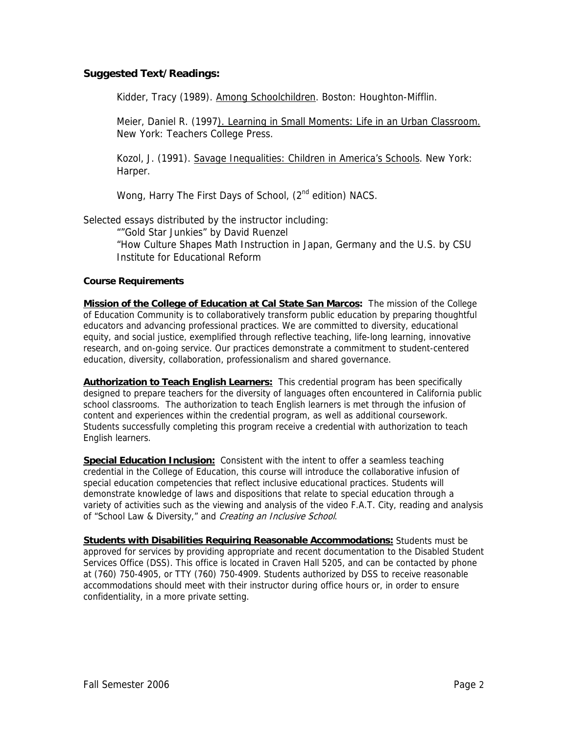### Suggested Text/Readings:

Kidder, Tracy (1989). Among Schoolchildren. Boston: Houghton-Mifflin.

Meier, Daniel R. (1997). Learning in Small Moments: Life in an Urban Classroom. New York: Teachers College Press.

Kozol, J. (1991). Savage Inequalities: Children in America's Schools. New York: Harper.

Wong, Harry The First Days of School, (2nd edition) NACS.

Selected essays distributed by the instructor including:

""Gold Star Junkies" by David Ruenzel
"How Culture Shapes Math Instruction in Japan, Germany and the U.S. by CSU Institute for Educational Reform

**Course Requirements**

**Mission of the College of Education at Cal State San Marcos:** The mission of the College of Education Community is to collaboratively transform public education by preparing thoughtful educators and advancing professional practices. We are committed to diversity, educational equity, and social justice, exemplified through reflective teaching, life-long learning, innovative research, and on-going service. Our practices demonstrate a commitment to student-centered education, diversity, collaboration, professionalism and shared governance.

**Authorization to Teach English Learners:** This credential program has been specifically designed to prepare teachers for the diversity of languages often encountered in California public school classrooms. The authorization to teach English learners is met through the infusion of content and experiences within the credential program, as well as additional coursework. Students successfully completing this program receive a credential with authorization to teach English learners.

**Special Education Inclusion:** Consistent with the intent to offer a seamless teaching credential in the College of Education, this course will introduce the collaborative infusion of special education competencies that reflect inclusive educational practices. Students will demonstrate knowledge of laws and dispositions that relate to special education through a variety of activities such as the viewing and analysis of the video F.A.T. City, reading and analysis of "School Law & Diversity," and *Creating an Inclusive School*.

**Students with Disabilities Requiring Reasonable Accommodations:** Students must be approved for services by providing appropriate and recent documentation to the Disabled Student Services Office (DSS). This office is located in Craven Hall 5205, and can be contacted by phone at (760) 750-4905, or TTY (760) 750-4909. Students authorized by DSS to receive reasonable accommodations should meet with their instructor during office hours or, in order to ensure confidentiality, in a more private setting.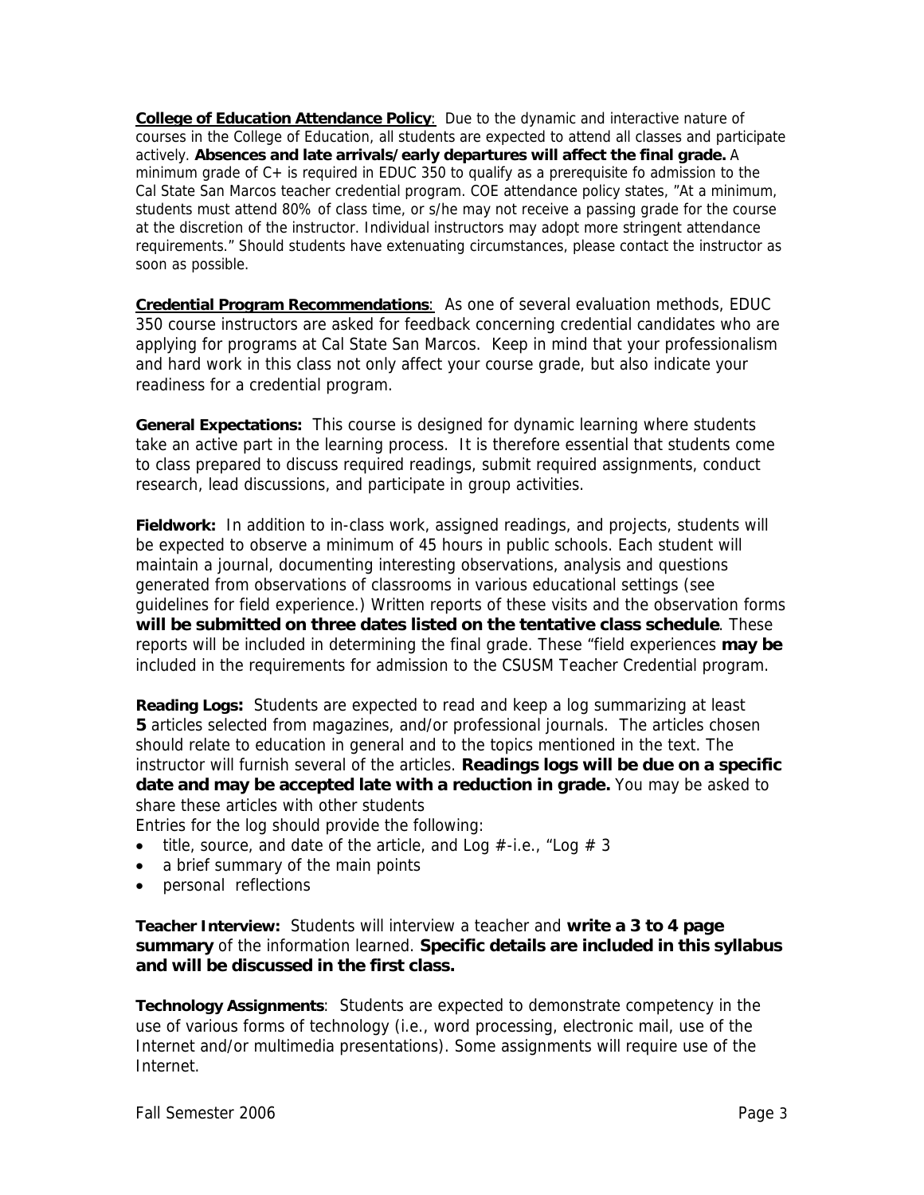**<u>College of Education Attendance Policy</u>**: Due to the dynamic and interactive nature of courses in the College of Education, all students are expected to attend all classes and participate actively. **Absences and late arrivals/early departures will affect the final grade.** A minimum grade of C+ is required in EDUC 350 to qualify as a prerequisite fo admission to the Cal State San Marcos teacher credential program. COE attendance policy states, "At a minimum, students must attend 80% of class time, or s/he may not receive a passing grade for the course at the discretion of the instructor. Individual instructors may adopt more stringent attendance requirements." Should students have extenuating circumstances, please contact the instructor as soon as possible.

**<u>Credential Program Recommendations</u>**: As one of several evaluation methods, EDUC 350 course instructors are asked for feedback concerning credential candidates who are applying for programs at Cal State San Marcos. Keep in mind that your professionalism and hard work in this class not only affect your course grade, but also indicate your readiness for a credential program.

**General Expectations:** This course is designed for dynamic learning where students take an active part in the learning process. It is therefore essential that students come to class prepared to discuss required readings, submit required assignments, conduct research, lead discussions, and participate in group activities.

**Fieldwork:** In addition to in-class work, assigned readings, and projects, students will be expected to observe a minimum of 45 hours in public schools. Each student will maintain a journal, documenting interesting observations, analysis and questions generated from observations of classrooms in various educational settings (see guidelines for field experience.) Written reports of these visits and the observation forms **will be submitted on three dates listed on the tentative class schedule**. These reports will be included in determining the final grade. These "field experiences **may be** included in the requirements for admission to the CSUSM Teacher Credential program.

**Reading Logs:** Students are expected to read and keep a log summarizing at least **5** articles selected from magazines, and/or professional journals. The articles chosen should relate to education in general and to the topics mentioned in the text. The instructor will furnish several of the articles. **Readings logs will be due on a specific date and may be accepted late with a reduction in grade.** You may be asked to share these articles with other students

Entries for the log should provide the following:

- title, source, and date of the article, and Log #-i.e., "Log # 3
- a brief summary of the main points
- personal reflections

**Teacher Interview:** Students will interview a teacher and **write a 3 to 4 page summary** of the information learned. **Specific details are included in this syllabus and will be discussed in the first class.**

**Technology Assignments**: Students are expected to demonstrate competency in the use of various forms of technology (i.e., word processing, electronic mail, use of the Internet and/or multimedia presentations). Some assignments will require use of the Internet.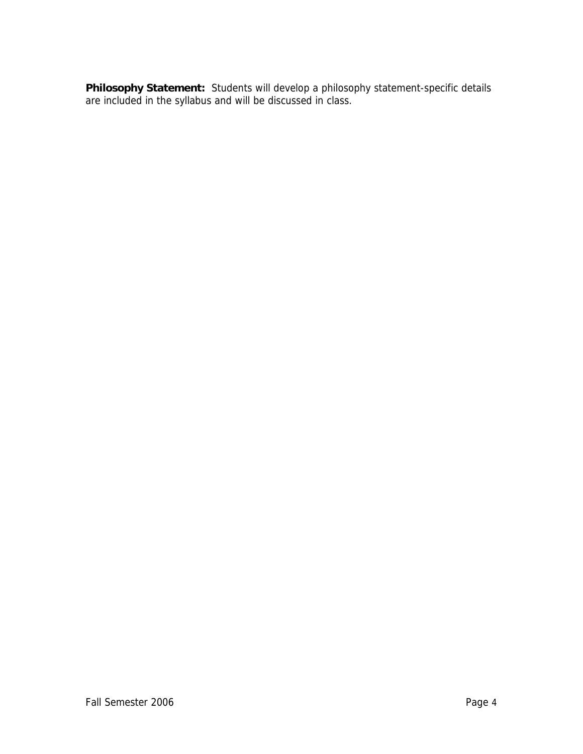**Philosophy Statement:** Students will develop a philosophy statement-specific details are included in the syllabus and will be discussed in class.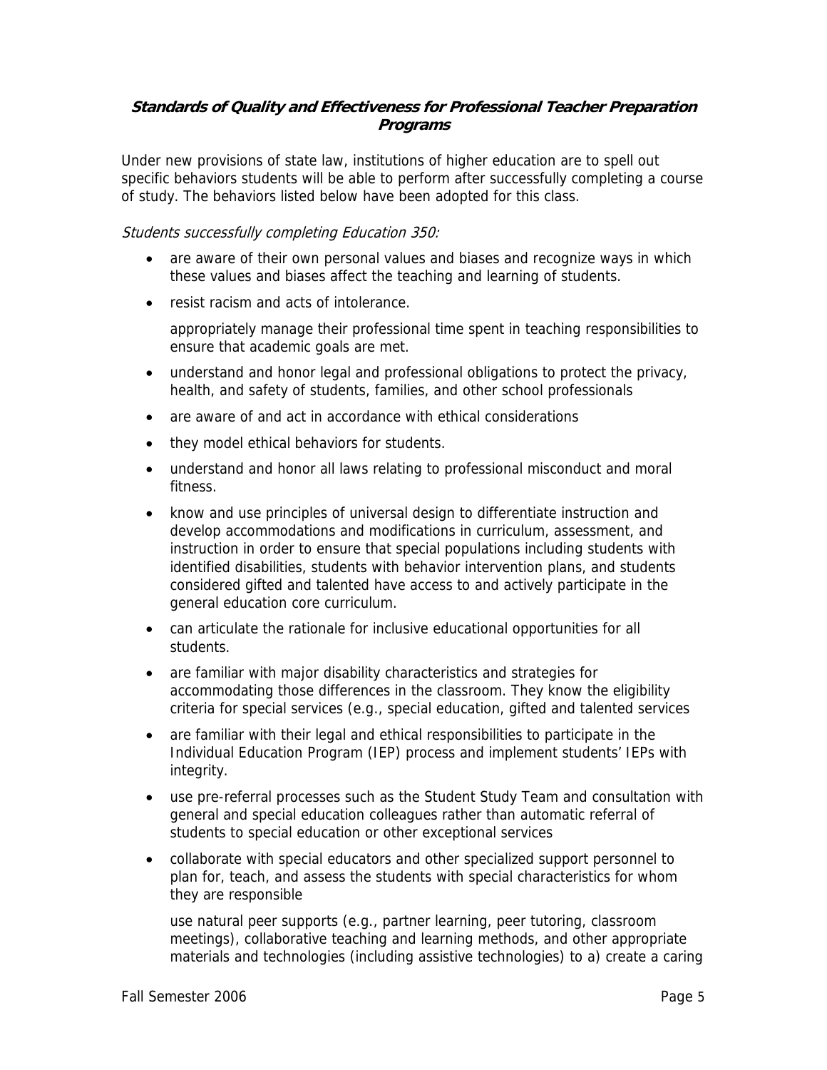### ***Standards of Quality and Effectiveness for Professional Teacher Preparation Programs***

Under new provisions of state law, institutions of higher education are to spell out specific behaviors students will be able to perform after successfully completing a course of study. The behaviors listed below have been adopted for this class.

*Students successfully completing Education 350:*

- are aware of their own personal values and biases and recognize ways in which these values and biases affect the teaching and learning of students.
- resist racism and acts of intolerance.

  appropriately manage their professional time spent in teaching responsibilities to ensure that academic goals are met.
- understand and honor legal and professional obligations to protect the privacy, health, and safety of students, families, and other school professionals
- are aware of and act in accordance with ethical considerations
- they model ethical behaviors for students.
- understand and honor all laws relating to professional misconduct and moral fitness.
- know and use principles of universal design to differentiate instruction and develop accommodations and modifications in curriculum, assessment, and instruction in order to ensure that special populations including students with identified disabilities, students with behavior intervention plans, and students considered gifted and talented have access to and actively participate in the general education core curriculum.
- can articulate the rationale for inclusive educational opportunities for all students.
- are familiar with major disability characteristics and strategies for accommodating those differences in the classroom. They know the eligibility criteria for special services (e.g., special education, gifted and talented services
- are familiar with their legal and ethical responsibilities to participate in the Individual Education Program (IEP) process and implement students' IEPs with integrity.
- use pre-referral processes such as the Student Study Team and consultation with general and special education colleagues rather than automatic referral of students to special education or other exceptional services
- collaborate with special educators and other specialized support personnel to plan for, teach, and assess the students with special characteristics for whom they are responsible

  use natural peer supports (e.g., partner learning, peer tutoring, classroom meetings), collaborative teaching and learning methods, and other appropriate materials and technologies (including assistive technologies) to a) create a caring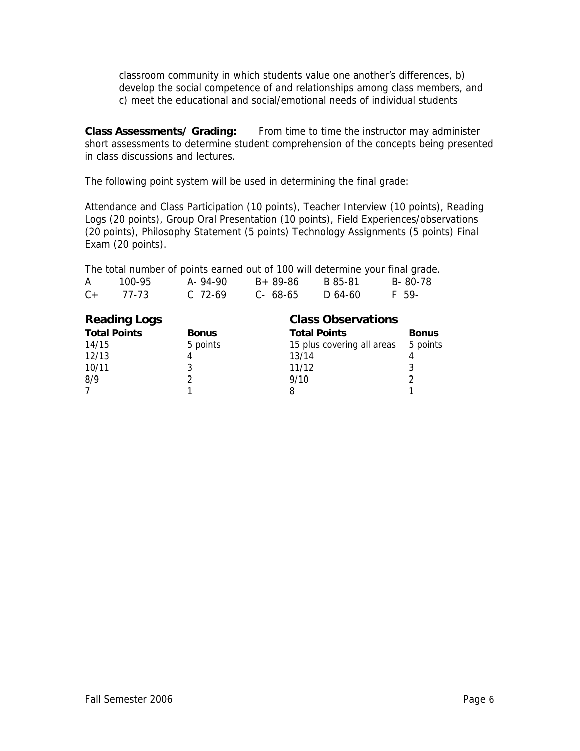classroom community in which students value one another's differences, b) develop the social competence of and relationships among class members, and c) meet the educational and social/emotional needs of individual students

**Class Assessments/ Grading:** From time to time the instructor may administer short assessments to determine student comprehension of the concepts being presented in class discussions and lectures.

The following point system will be used in determining the final grade:

Attendance and Class Participation (10 points), Teacher Interview (10 points), Reading Logs (20 points), Group Oral Presentation (10 points), Field Experiences/observations (20 points), Philosophy Statement (5 points) Technology Assignments (5 points) Final Exam (20 points).

The total number of points earned out of 100 will determine your final grade.

| | | | | |
|---|---|---|---|---|
| A 100-95 | A- 94-90 | B+ 89-86 | B 85-81 | B- 80-78 |
| C+ 77-73 | C 72-69 | C- 68-65 | D 64-60 | F 59- |

| Reading Logs | | Class Observations | |
|---|---|---|---|
| **Total Points** | **Bonus** | **Total Points** | **Bonus** |
| 14/15 | 5 points | 15 plus covering all areas | 5 points |
| 12/13 | 4 | 13/14 | 4 |
| 10/11 | 3 | 11/12 | 3 |
| 8/9 | 2 | 9/10 | 2 |
| 7 | 1 | 8 | 1 |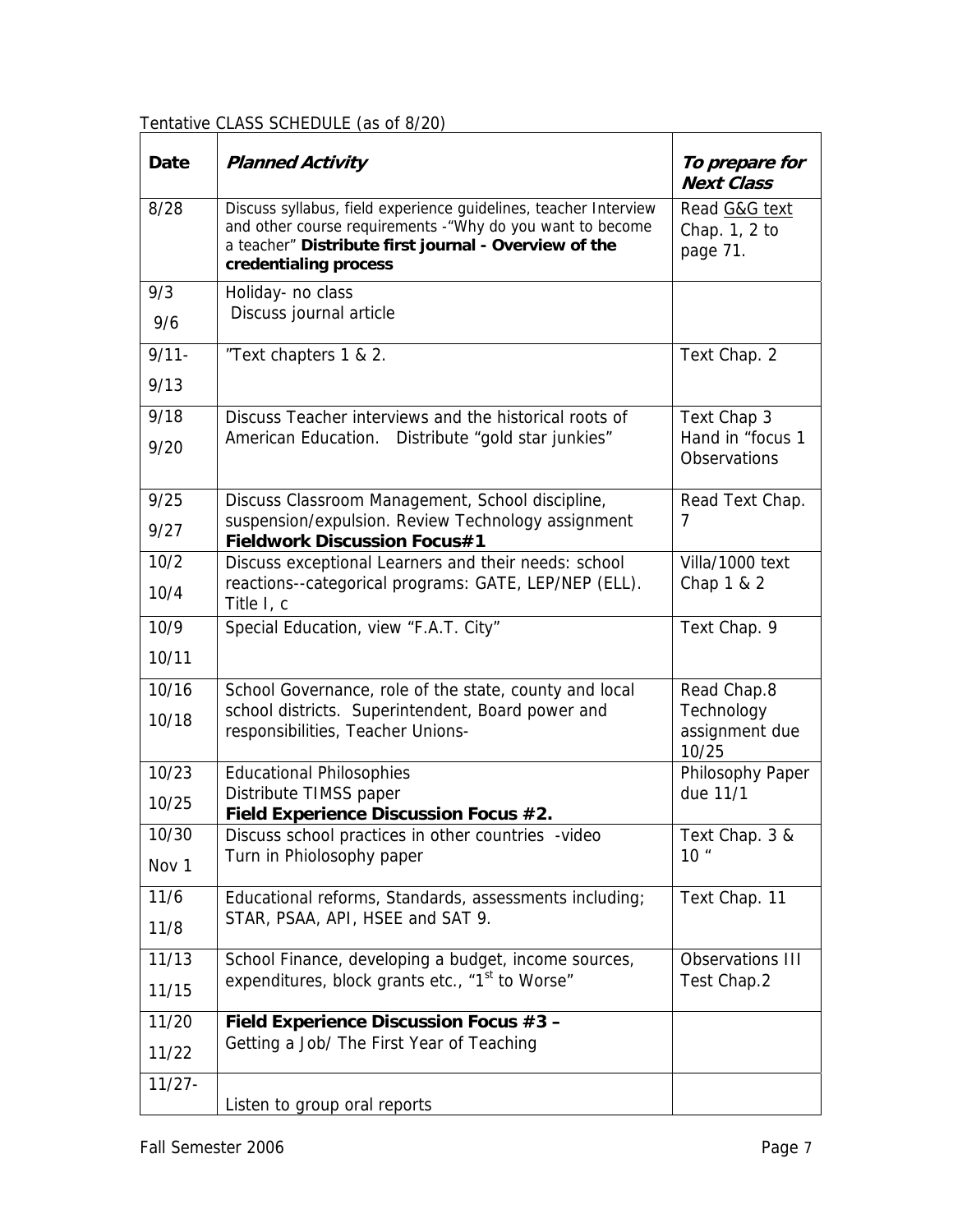Tentative CLASS SCHEDULE (as of 8/20)

| Date | *Planned Activity* | *To prepare for Next Class* |
|---|---|---|
| 8/28 | Discuss syllabus, field experience guidelines, teacher Interview and other course requirements -"Why do you want to become a teacher" **Distribute first journal - Overview of the credentialing process** | Read G&G text Chap. 1, 2 to page 71. |
| 9/3<br>9/6 | Holiday- no class<br>Discuss journal article | |
| 9/11-<br>9/13 | "Text chapters 1 & 2. | Text Chap. 2 |
| 9/18<br>9/20 | Discuss Teacher interviews and the historical roots of American Education. Distribute "gold star junkies" | Text Chap 3<br>Hand in "focus 1 Observations |
| 9/25<br>9/27 | Discuss Classroom Management, School discipline, suspension/expulsion. Review Technology assignment **Fieldwork Discussion Focus#1** | Read Text Chap. 7 |
| 10/2<br>10/4 | Discuss exceptional Learners and their needs: school reactions--categorical programs: GATE, LEP/NEP (ELL). Title I, c | Villa/1000 text Chap 1 & 2 |
| 10/9<br>10/11 | Special Education, view "F.A.T. City" | Text Chap. 9 |
| 10/16<br>10/18 | School Governance, role of the state, county and local school districts. Superintendent, Board power and responsibilities, Teacher Unions- | Read Chap.8<br>Technology assignment due 10/25 |
| 10/23<br>10/25 | Educational Philosophies<br>Distribute TIMSS paper<br>**Field Experience Discussion Focus #2.** | Philosophy Paper due 11/1 |
| 10/30<br>Nov 1 | Discuss school practices in other countries -video<br>Turn in Phiolosophy paper | Text Chap. 3 & 10 " |
| 11/6<br>11/8 | Educational reforms, Standards, assessments including; STAR, PSAA, API, HSEE and SAT 9. | Text Chap. 11 |
| 11/13<br>11/15 | School Finance, developing a budget, income sources, expenditures, block grants etc., "1st to Worse" | Observations III<br>Test Chap.2 |
| 11/20<br>11/22 | **Field Experience Discussion Focus #3 –**<br>Getting a Job/ The First Year of Teaching | |
| 11/27- | Listen to group oral reports | |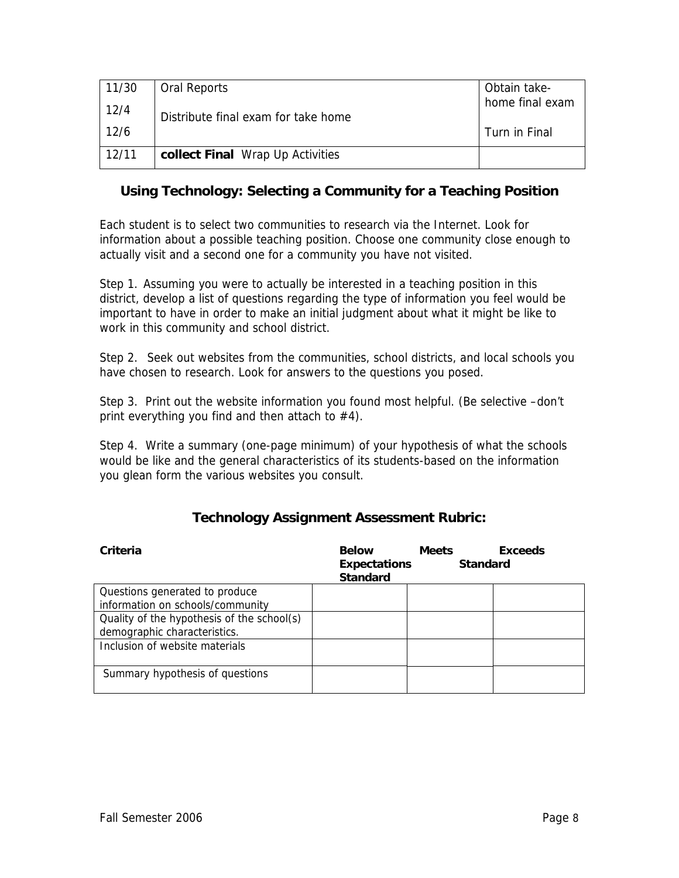| 11/30 | Oral Reports | Obtain take-home final exam |
|---|---|---|
| 12/4 | Distribute final exam for take home | |
| 12/6 | | Turn in Final |
| 12/11 | **collect Final** Wrap Up Activities | |

## Using Technology: Selecting a Community for a Teaching Position

Each student is to select two communities to research via the Internet. Look for information about a possible teaching position. Choose one community close enough to actually visit and a second one for a community you have not visited.

Step 1. Assuming you were to actually be interested in a teaching position in this district, develop a list of questions regarding the type of information you feel would be important to have in order to make an initial judgment about what it might be like to work in this community and school district.

Step 2. Seek out websites from the communities, school districts, and local schools you have chosen to research. Look for answers to the questions you posed.

Step 3. Print out the website information you found most helpful. (Be selective –don't print everything you find and then attach to #4).

Step 4. Write a summary (one-page minimum) of your hypothesis of what the schools would be like and the general characteristics of its students-based on the information you glean form the various websites you consult.

## Technology Assignment Assessment Rubric:

| **Criteria** | **Below Expectations Standard** | **Meets Standard** | **Exceeds Standard** |
|---|---|---|---|
| Questions generated to produce information on schools/community | | | |
| Quality of the hypothesis of the school(s) demographic characteristics. | | | |
| Inclusion of website materials | | | |
| Summary hypothesis of questions | | | |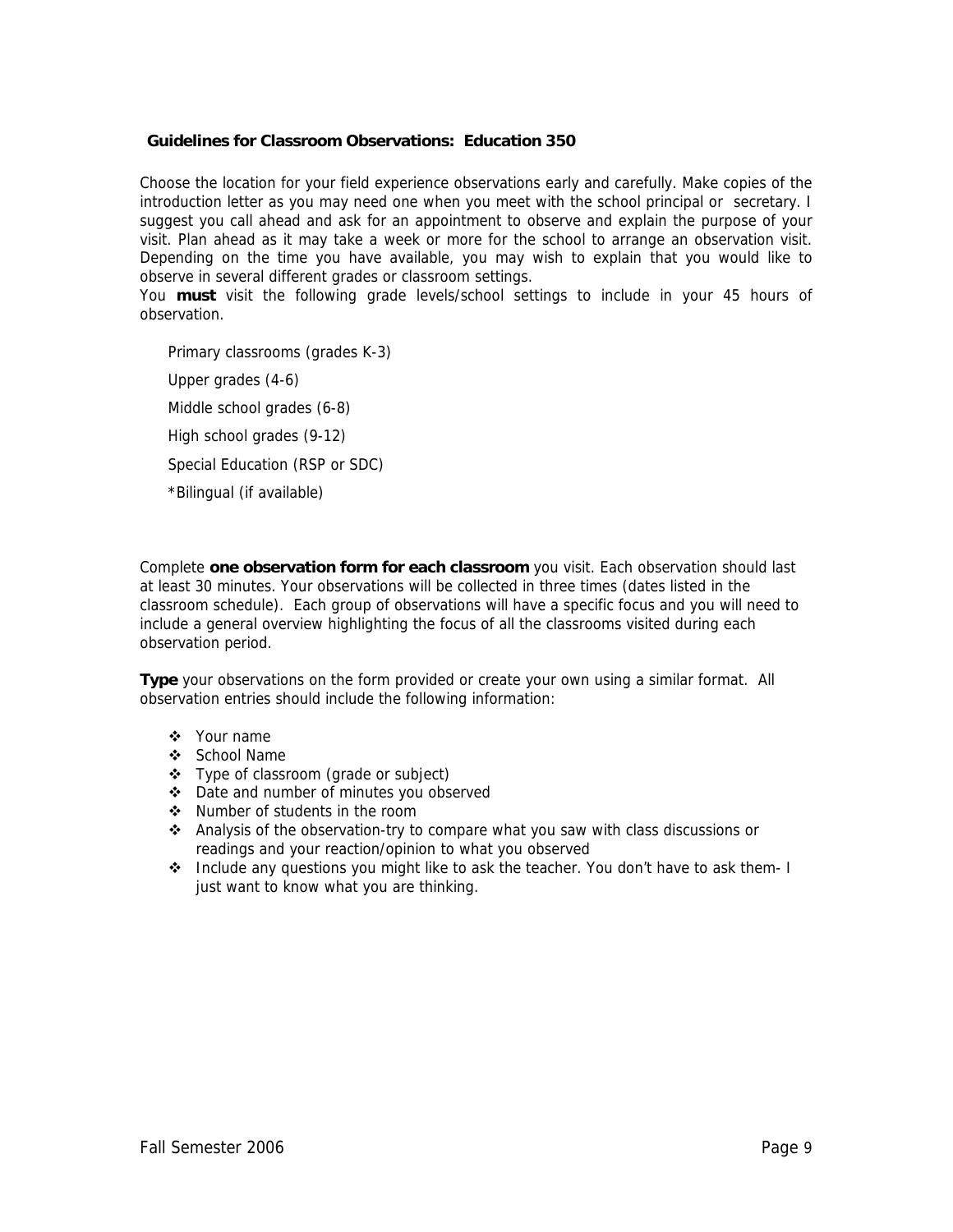## Guidelines for Classroom Observations: Education 350

Choose the location for your field experience observations early and carefully. Make copies of the introduction letter as you may need one when you meet with the school principal or secretary. I suggest you call ahead and ask for an appointment to observe and explain the purpose of your visit. Plan ahead as it may take a week or more for the school to arrange an observation visit. Depending on the time you have available, you may wish to explain that you would like to observe in several different grades or classroom settings.

You **must** visit the following grade levels/school settings to include in your 45 hours of observation.

- Primary classrooms (grades K-3)
- Upper grades (4-6)
- Middle school grades (6-8)
- High school grades (9-12)
- Special Education (RSP or SDC)
- *Bilingual (if available)

Complete **one observation form for each classroom** you visit. Each observation should last at least 30 minutes. Your observations will be collected in three times (dates listed in the classroom schedule). Each group of observations will have a specific focus and you will need to include a general overview highlighting the focus of all the classrooms visited during each observation period.

**Type** your observations on the form provided or create your own using a similar format. All observation entries should include the following information:

- Your name
- School Name
- Type of classroom (grade or subject)
- Date and number of minutes you observed
- Number of students in the room
- Analysis of the observation-try to compare what you saw with class discussions or readings and your reaction/opinion to what you observed
- Include any questions you might like to ask the teacher. You don't have to ask them- I just want to know what you are thinking.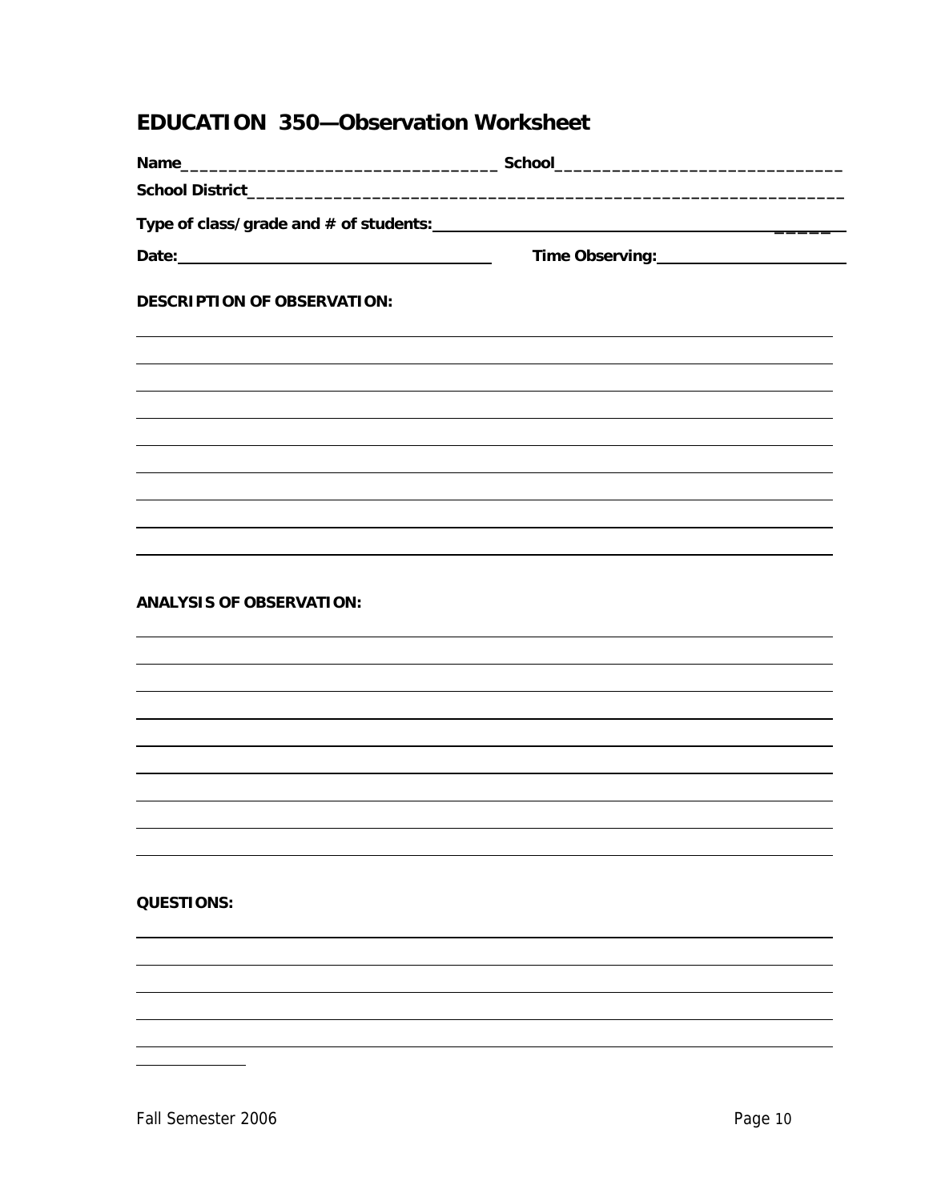## EDUCATION 350—Observation Worksheet

**Name**_________________________________ **School**______________________________

**School District**_______________________________________________________________

**Type of class/grade and # of students:**______________________________________________

**Date:**_________________________________ **Time Observing:**_____________________

**DESCRIPTION OF OBSERVATION:**

**ANALYSIS OF OBSERVATION:**

**QUESTIONS:**

Fall Semester 2006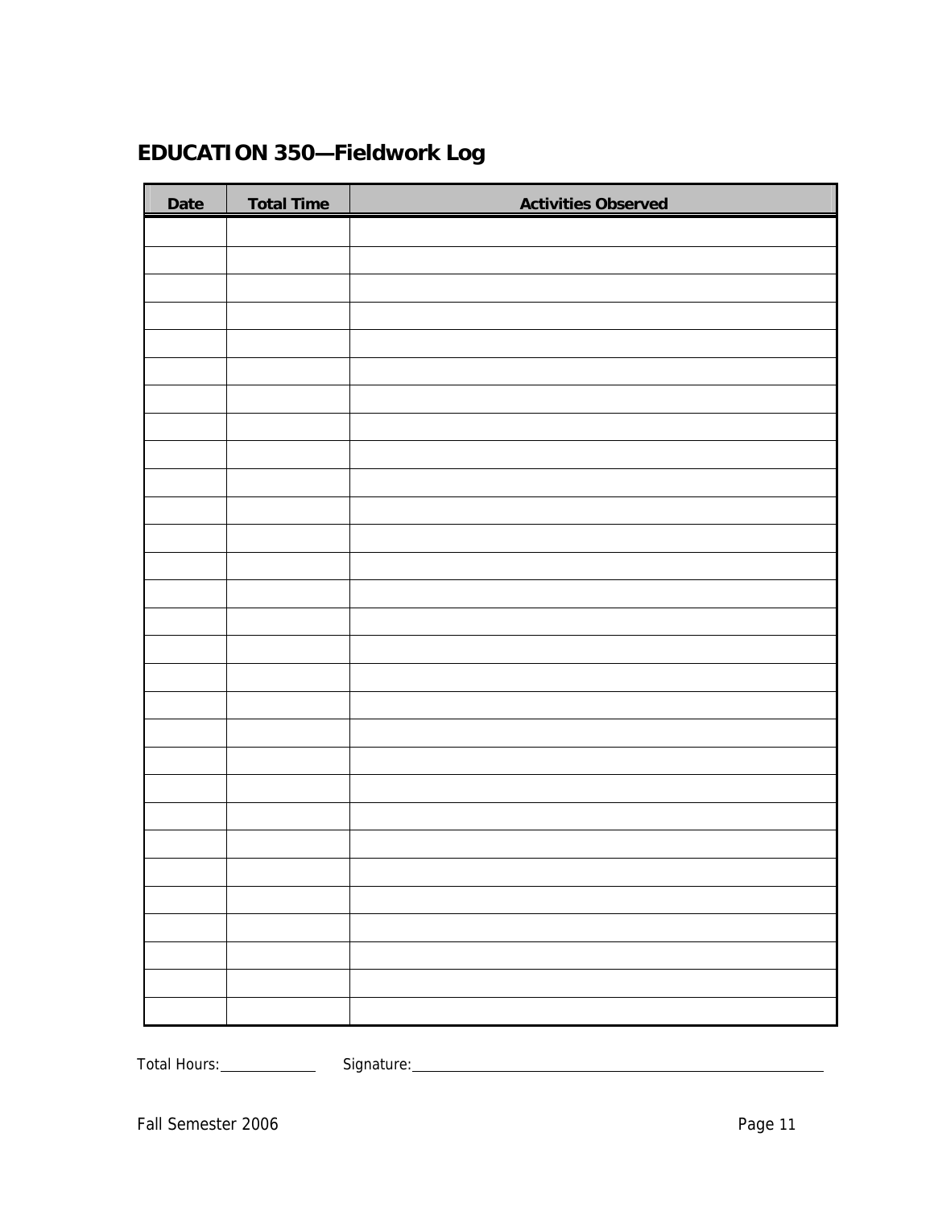## EDUCATION 350—Fieldwork Log

| Date | Total Time | Activities Observed |
|---|---|---|
| | | |
| | | |
| | | |
| | | |
| | | |
| | | |
| | | |
| | | |
| | | |
| | | |
| | | |
| | | |
| | | |
| | | |
| | | |
| | | |
| | | |
| | | |
| | | |
| | | |
| | | |
| | | |
| | | |
| | | |
| | | |
| | | |
| | | |
| | | |
| | | |

Total Hours:______________ Signature:_______________________________________________________________

Fall Semester 2006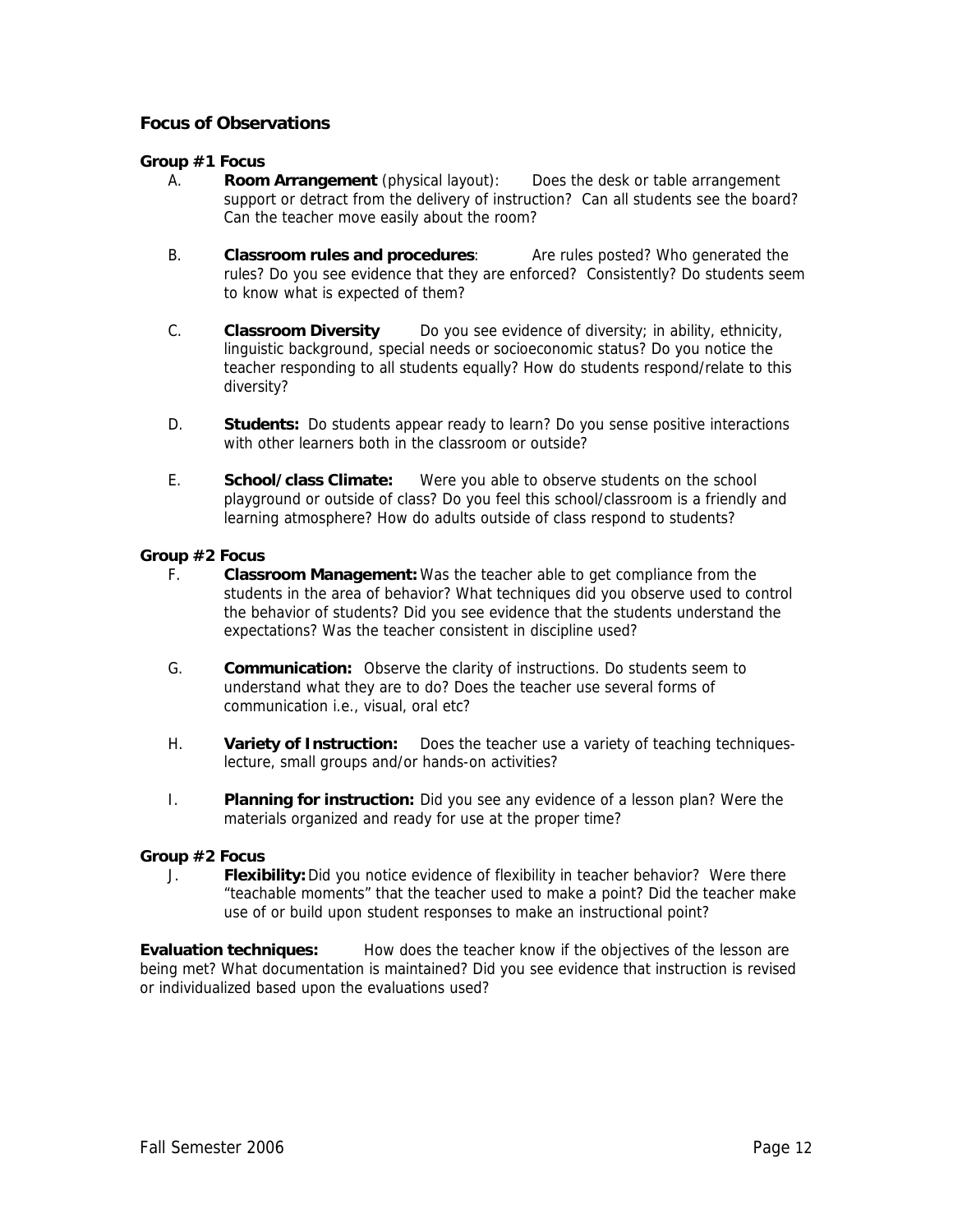## Focus of Observations

### Group #1 Focus

A. **Room Arrangement** (physical layout): Does the desk or table arrangement support or detract from the delivery of instruction? Can all students see the board? Can the teacher move easily about the room?

B. **Classroom rules and procedures**: Are rules posted? Who generated the rules? Do you see evidence that they are enforced? Consistently? Do students seem to know what is expected of them?

C. **Classroom Diversity** Do you see evidence of diversity; in ability, ethnicity, linguistic background, special needs or socioeconomic status? Do you notice the teacher responding to all students equally? How do students respond/relate to this diversity?

D. **Students:** Do students appear ready to learn? Do you sense positive interactions with other learners both in the classroom or outside?

E. **School/class Climate:** Were you able to observe students on the school playground or outside of class? Do you feel this school/classroom is a friendly and learning atmosphere? How do adults outside of class respond to students?

### Group #2 Focus

F. **Classroom Management:** Was the teacher able to get compliance from the students in the area of behavior? What techniques did you observe used to control the behavior of students? Did you see evidence that the students understand the expectations? Was the teacher consistent in discipline used?

G. **Communication:** Observe the clarity of instructions. Do students seem to understand what they are to do? Does the teacher use several forms of communication i.e., visual, oral etc?

H. **Variety of Instruction:** Does the teacher use a variety of teaching techniques-lecture, small groups and/or hands-on activities?

I. **Planning for instruction:** Did you see any evidence of a lesson plan? Were the materials organized and ready for use at the proper time?

### Group #2 Focus

J. **Flexibility:** Did you notice evidence of flexibility in teacher behavior? Were there "teachable moments" that the teacher used to make a point? Did the teacher make use of or build upon student responses to make an instructional point?

**Evaluation techniques:** How does the teacher know if the objectives of the lesson are being met? What documentation is maintained? Did you see evidence that instruction is revised or individualized based upon the evaluations used?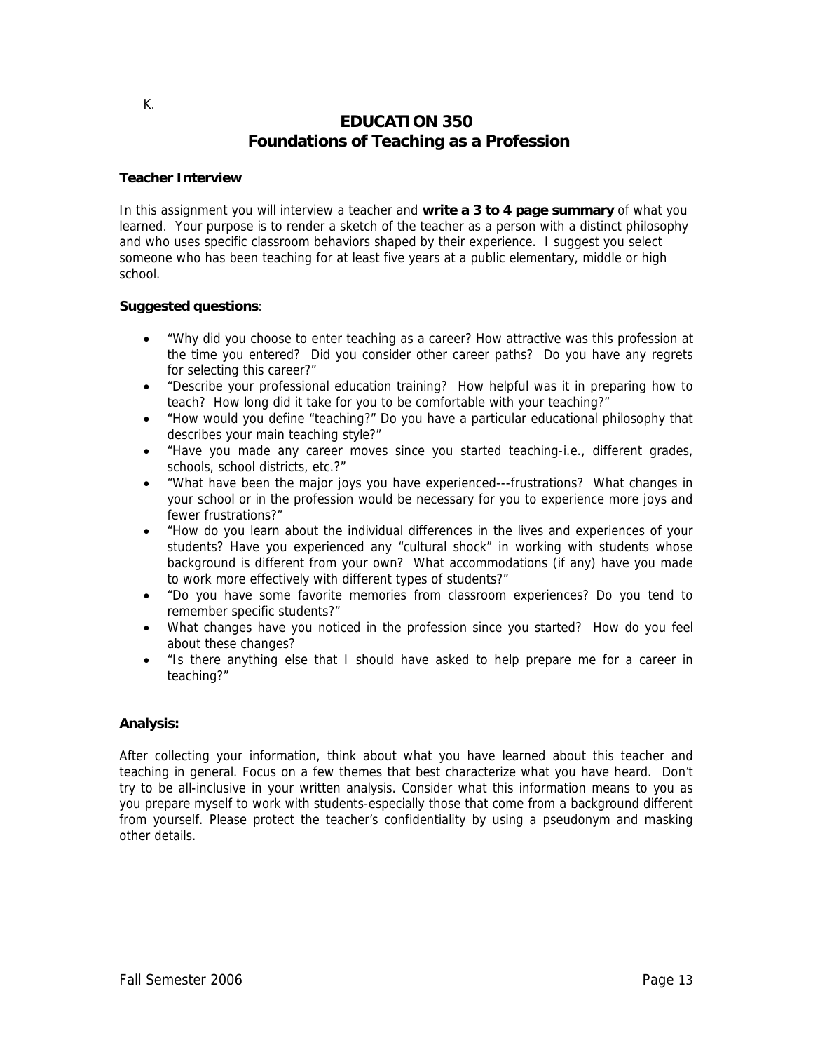K.

# EDUCATION 350
# Foundations of Teaching as a Profession

**Teacher Interview**

In this assignment you will interview a teacher and **write a 3 to 4 page summary** of what you learned. Your purpose is to render a sketch of the teacher as a person with a distinct philosophy and who uses specific classroom behaviors shaped by their experience. I suggest you select someone who has been teaching for at least five years at a public elementary, middle or high school.

**Suggested questions**:

- "Why did you choose to enter teaching as a career? How attractive was this profession at the time you entered? Did you consider other career paths? Do you have any regrets for selecting this career?"
- "Describe your professional education training? How helpful was it in preparing how to teach? How long did it take for you to be comfortable with your teaching?"
- "How would you define "teaching?" Do you have a particular educational philosophy that describes your main teaching style?"
- "Have you made any career moves since you started teaching-i.e., different grades, schools, school districts, etc.?"
- "What have been the major joys you have experienced---frustrations? What changes in your school or in the profession would be necessary for you to experience more joys and fewer frustrations?"
- "How do you learn about the individual differences in the lives and experiences of your students? Have you experienced any "cultural shock" in working with students whose background is different from your own? What accommodations (if any) have you made to work more effectively with different types of students?"
- "Do you have some favorite memories from classroom experiences? Do you tend to remember specific students?"
- What changes have you noticed in the profession since you started? How do you feel about these changes?
- "Is there anything else that I should have asked to help prepare me for a career in teaching?"

**Analysis:**

After collecting your information, think about what you have learned about this teacher and teaching in general. Focus on a few themes that best characterize what you have heard. Don't try to be all-inclusive in your written analysis. Consider what this information means to you as you prepare myself to work with students-especially those that come from a background different from yourself. Please protect the teacher's confidentiality by using a pseudonym and masking other details.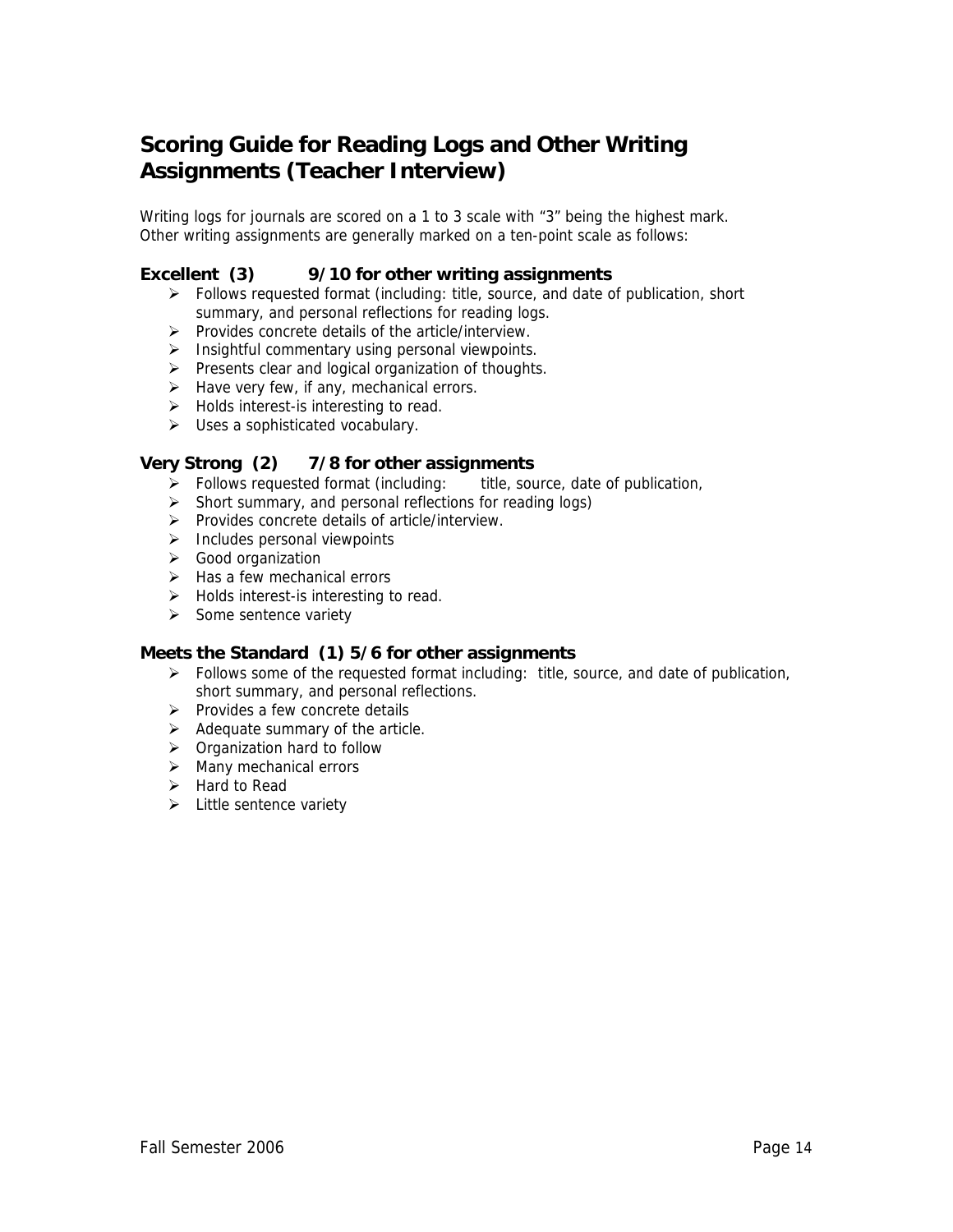## Scoring Guide for Reading Logs and Other Writing Assignments (Teacher Interview)

Writing logs for journals are scored on a 1 to 3 scale with "3" being the highest mark. Other writing assignments are generally marked on a ten-point scale as follows:

### Excellent (3) 9/10 for other writing assignments

- Follows requested format (including: title, source, and date of publication, short summary, and personal reflections for reading logs.
- Provides concrete details of the article/interview.
- Insightful commentary using personal viewpoints.
- Presents clear and logical organization of thoughts.
- Have very few, if any, mechanical errors.
- Holds interest-is interesting to read.
- Uses a sophisticated vocabulary.

### Very Strong (2) 7/8 for other assignments

- Follows requested format (including: title, source, date of publication,
- Short summary, and personal reflections for reading logs)
- Provides concrete details of article/interview.
- Includes personal viewpoints
- Good organization
- Has a few mechanical errors
- Holds interest-is interesting to read.
- Some sentence variety

### Meets the Standard (1) 5/6 for other assignments

- Follows some of the requested format including: title, source, and date of publication, short summary, and personal reflections.
- Provides a few concrete details
- Adequate summary of the article.
- Organization hard to follow
- Many mechanical errors
- Hard to Read
- Little sentence variety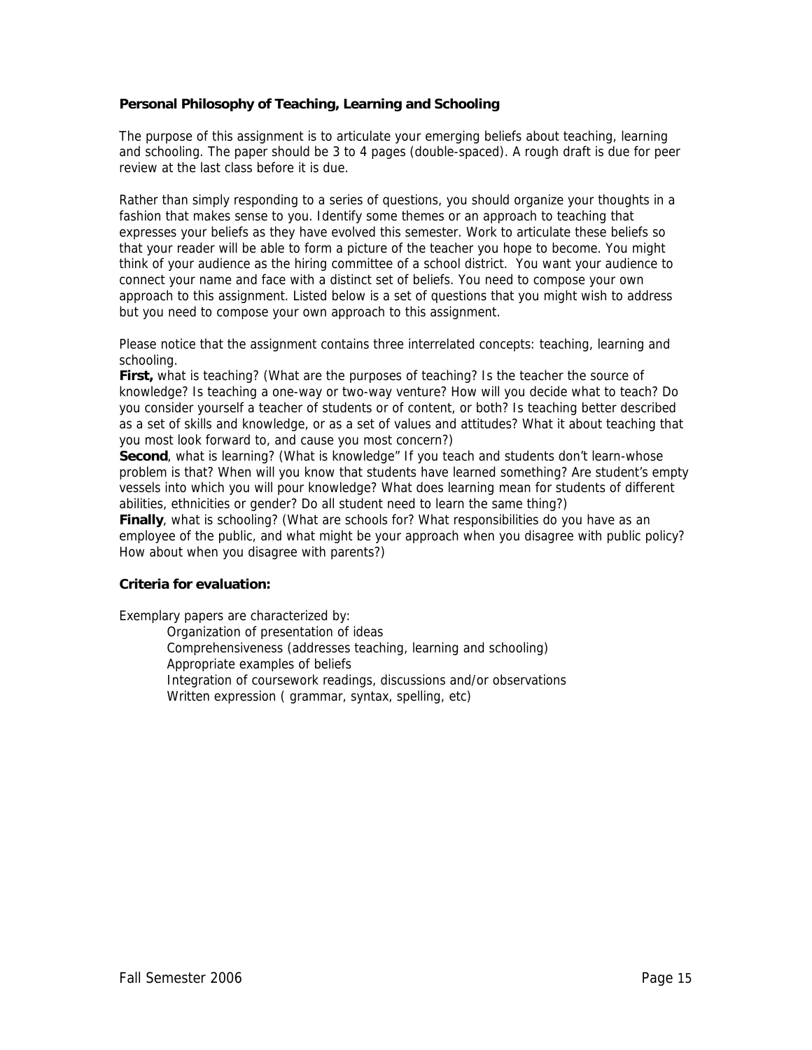**Personal Philosophy of Teaching, Learning and Schooling**

The purpose of this assignment is to articulate your emerging beliefs about teaching, learning and schooling. The paper should be 3 to 4 pages (double-spaced). A rough draft is due for peer review at the last class before it is due.

Rather than simply responding to a series of questions, you should organize your thoughts in a fashion that makes sense to you. Identify some themes or an approach to teaching that expresses your beliefs as they have evolved this semester. Work to articulate these beliefs so that your reader will be able to form a picture of the teacher you hope to become. You might think of your audience as the hiring committee of a school district. You want your audience to connect your name and face with a distinct set of beliefs. You need to compose your own approach to this assignment. Listed below is a set of questions that you might wish to address but you need to compose your own approach to this assignment.

Please notice that the assignment contains three interrelated concepts: teaching, learning and schooling.

**First,** what is teaching? (What are the purposes of teaching? Is the teacher the source of knowledge? Is teaching a one-way or two-way venture? How will you decide what to teach? Do you consider yourself a teacher of students or of content, or both? Is teaching better described as a set of skills and knowledge, or as a set of values and attitudes? What it about teaching that you most look forward to, and cause you most concern?)

**Second**, what is learning? (What is knowledge" If you teach and students don't learn-whose problem is that? When will you know that students have learned something? Are student's empty vessels into which you will pour knowledge? What does learning mean for students of different abilities, ethnicities or gender? Do all student need to learn the same thing?)

**Finally**, what is schooling? (What are schools for? What responsibilities do you have as an employee of the public, and what might be your approach when you disagree with public policy? How about when you disagree with parents?)

**Criteria for evaluation:**

Exemplary papers are characterized by:

- Organization of presentation of ideas
- Comprehensiveness (addresses teaching, learning and schooling)
- Appropriate examples of beliefs
- Integration of coursework readings, discussions and/or observations
- Written expression ( grammar, syntax, spelling, etc)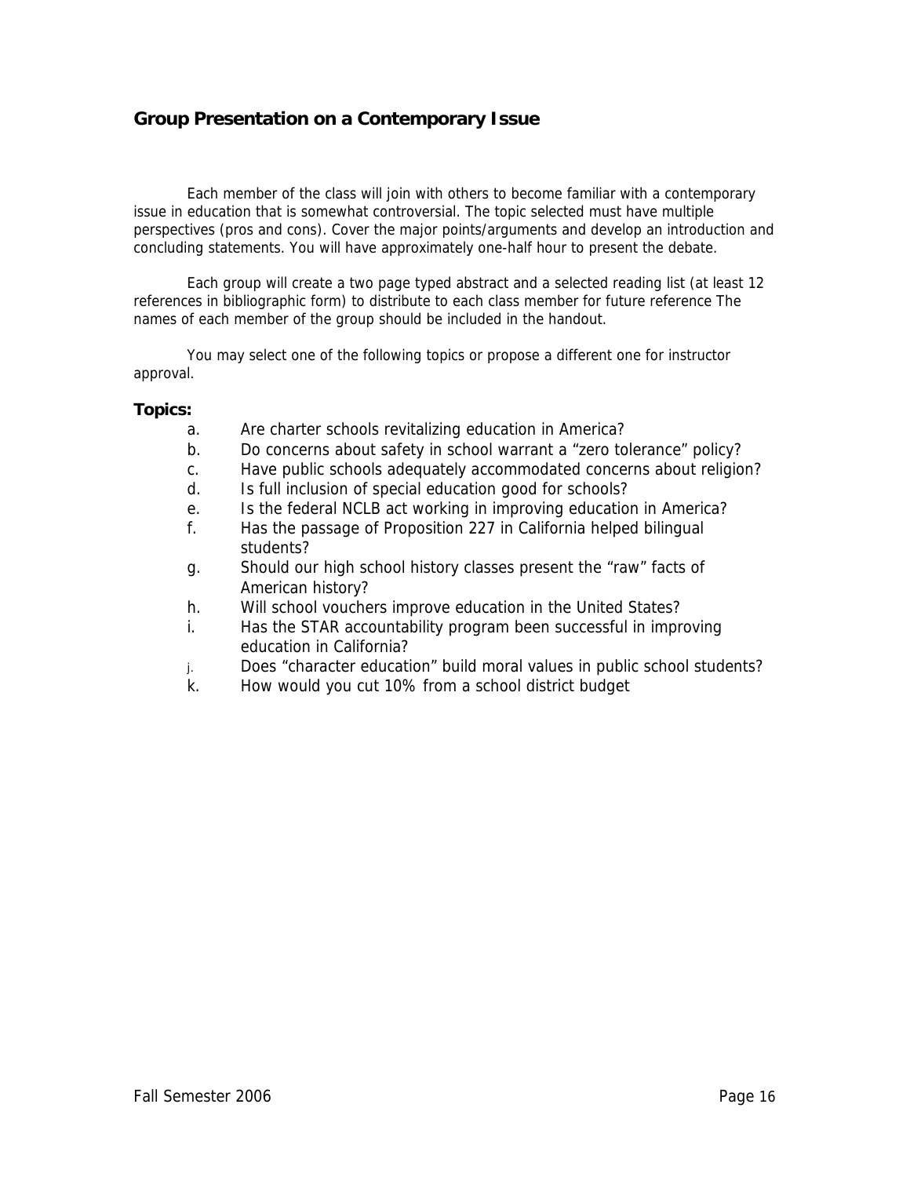## Group Presentation on a Contemporary Issue

Each member of the class will join with others to become familiar with a contemporary issue in education that is somewhat controversial. The topic selected must have multiple perspectives (pros and cons). Cover the major points/arguments and develop an introduction and concluding statements. You will have approximately one-half hour to present the debate.

Each group will create a two page typed abstract and a selected reading list (at least 12 references in bibliographic form) to distribute to each class member for future reference The names of each member of the group should be included in the handout.

You may select one of the following topics or propose a different one for instructor approval.

**Topics:**

a. Are charter schools revitalizing education in America?
b. Do concerns about safety in school warrant a "zero tolerance" policy?
c. Have public schools adequately accommodated concerns about religion?
d. Is full inclusion of special education good for schools?
e. Is the federal NCLB act working in improving education in America?
f. Has the passage of Proposition 227 in California helped bilingual students?
g. Should our high school history classes present the "raw" facts of American history?
h. Will school vouchers improve education in the United States?
i. Has the STAR accountability program been successful in improving education in California?
j. Does "character education" build moral values in public school students?
k. How would you cut 10% from a school district budget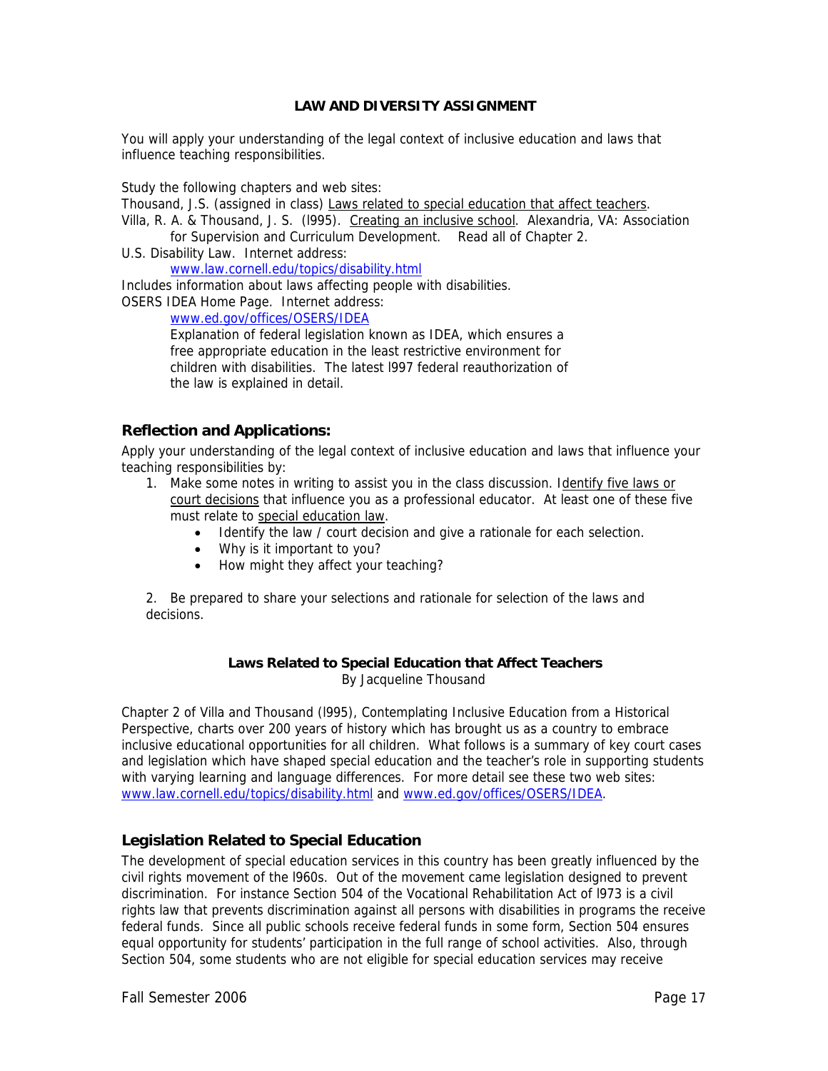**LAW AND DIVERSITY ASSIGNMENT**

You will apply your understanding of the legal context of inclusive education and laws that influence teaching responsibilities.

Study the following chapters and web sites:

Thousand, J.S. (assigned in class) Laws related to special education that affect teachers.

Villa, R. A. & Thousand, J. S. (l995). Creating an inclusive school. Alexandria, VA: Association for Supervision and Curriculum Development. Read all of Chapter 2.

U.S. Disability Law. Internet address:
www.law.cornell.edu/topics/disability.html

Includes information about laws affecting people with disabilities.

OSERS IDEA Home Page. Internet address:
www.ed.gov/offices/OSERS/IDEA
Explanation of federal legislation known as IDEA, which ensures a free appropriate education in the least restrictive environment for children with disabilities. The latest l997 federal reauthorization of the law is explained in detail.

## Reflection and Applications:

Apply your understanding of the legal context of inclusive education and laws that influence your teaching responsibilities by:

1. Make some notes in writing to assist you in the class discussion. Identify five laws or court decisions that influence you as a professional educator. At least one of these five must relate to special education law.
    - Identify the law / court decision and give a rationale for each selection.
    - Why is it important to you?
    - How might they affect your teaching?

2. Be prepared to share your selections and rationale for selection of the laws and decisions.

**Laws Related to Special Education that Affect Teachers**
By Jacqueline Thousand

Chapter 2 of Villa and Thousand (l995), Contemplating Inclusive Education from a Historical Perspective, charts over 200 years of history which has brought us as a country to embrace inclusive educational opportunities for all children. What follows is a summary of key court cases and legislation which have shaped special education and the teacher's role in supporting students with varying learning and language differences. For more detail see these two web sites: www.law.cornell.edu/topics/disability.html and www.ed.gov/offices/OSERS/IDEA.

## Legislation Related to Special Education

The development of special education services in this country has been greatly influenced by the civil rights movement of the l960s. Out of the movement came legislation designed to prevent discrimination. For instance Section 504 of the Vocational Rehabilitation Act of l973 is a civil rights law that prevents discrimination against all persons with disabilities in programs the receive federal funds. Since all public schools receive federal funds in some form, Section 504 ensures equal opportunity for students' participation in the full range of school activities. Also, through Section 504, some students who are not eligible for special education services may receive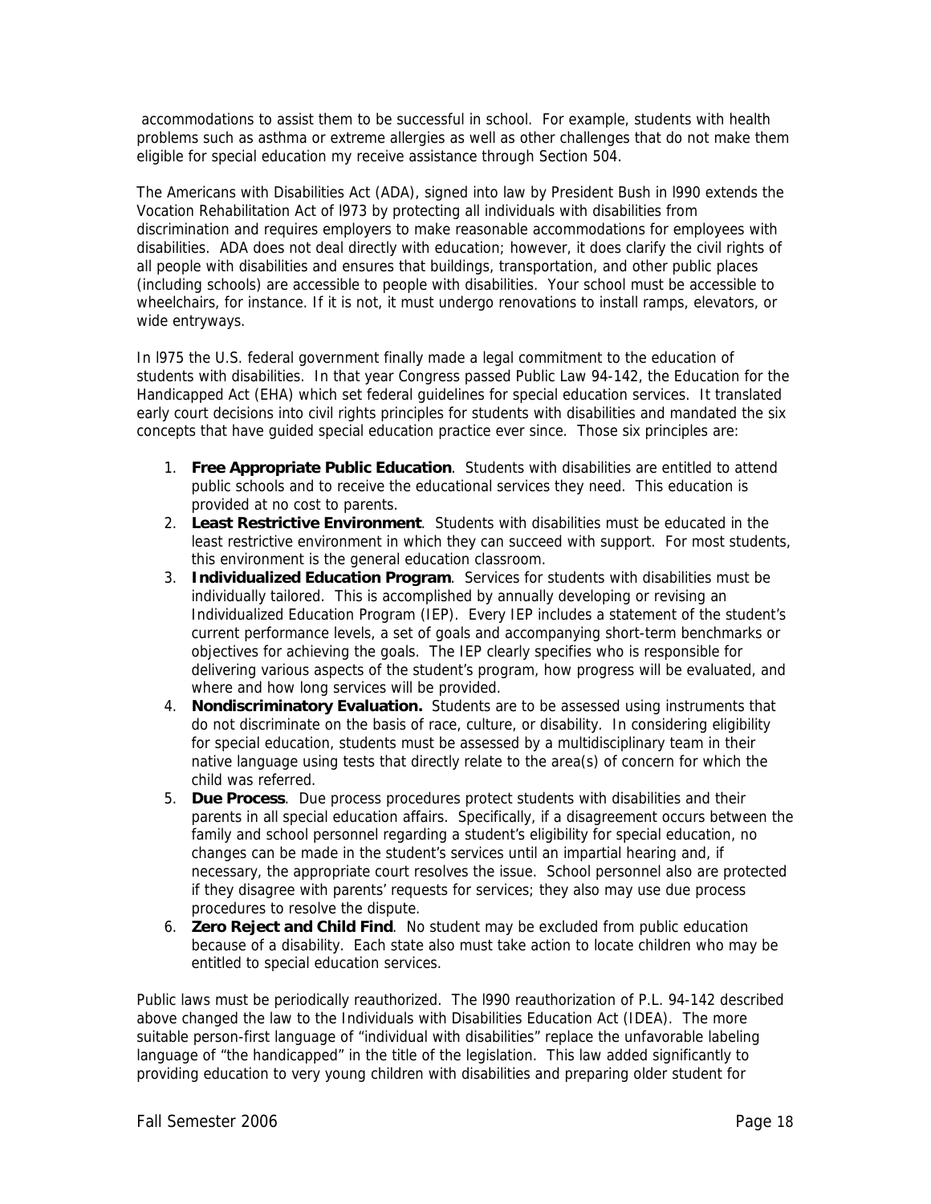accommodations to assist them to be successful in school. For example, students with health problems such as asthma or extreme allergies as well as other challenges that do not make them eligible for special education my receive assistance through Section 504.

The Americans with Disabilities Act (ADA), signed into law by President Bush in l990 extends the Vocation Rehabilitation Act of l973 by protecting all individuals with disabilities from discrimination and requires employers to make reasonable accommodations for employees with disabilities. ADA does not deal directly with education; however, it does clarify the civil rights of all people with disabilities and ensures that buildings, transportation, and other public places (including schools) are accessible to people with disabilities. Your school must be accessible to wheelchairs, for instance. If it is not, it must undergo renovations to install ramps, elevators, or wide entryways.

In l975 the U.S. federal government finally made a legal commitment to the education of students with disabilities. In that year Congress passed Public Law 94-142, the Education for the Handicapped Act (EHA) which set federal guidelines for special education services. It translated early court decisions into civil rights principles for students with disabilities and mandated the six concepts that have guided special education practice ever since. Those six principles are:

1. **Free Appropriate Public Education**. Students with disabilities are entitled to attend public schools and to receive the educational services they need. This education is provided at no cost to parents.
2. **Least Restrictive Environment**. Students with disabilities must be educated in the least restrictive environment in which they can succeed with support. For most students, this environment is the general education classroom.
3. **Individualized Education Program**. Services for students with disabilities must be individually tailored. This is accomplished by annually developing or revising an Individualized Education Program (IEP). Every IEP includes a statement of the student's current performance levels, a set of goals and accompanying short-term benchmarks or objectives for achieving the goals. The IEP clearly specifies who is responsible for delivering various aspects of the student's program, how progress will be evaluated, and where and how long services will be provided.
4. **Nondiscriminatory Evaluation.** Students are to be assessed using instruments that do not discriminate on the basis of race, culture, or disability. In considering eligibility for special education, students must be assessed by a multidisciplinary team in their native language using tests that directly relate to the area(s) of concern for which the child was referred.
5. **Due Process**. Due process procedures protect students with disabilities and their parents in all special education affairs. Specifically, if a disagreement occurs between the family and school personnel regarding a student's eligibility for special education, no changes can be made in the student's services until an impartial hearing and, if necessary, the appropriate court resolves the issue. School personnel also are protected if they disagree with parents' requests for services; they also may use due process procedures to resolve the dispute.
6. **Zero Reject and Child Find**. No student may be excluded from public education because of a disability. Each state also must take action to locate children who may be entitled to special education services.

Public laws must be periodically reauthorized. The l990 reauthorization of P.L. 94-142 described above changed the law to the Individuals with Disabilities Education Act (IDEA). The more suitable person-first language of "individual with disabilities" replace the unfavorable labeling language of "the handicapped" in the title of the legislation. This law added significantly to providing education to very young children with disabilities and preparing older student for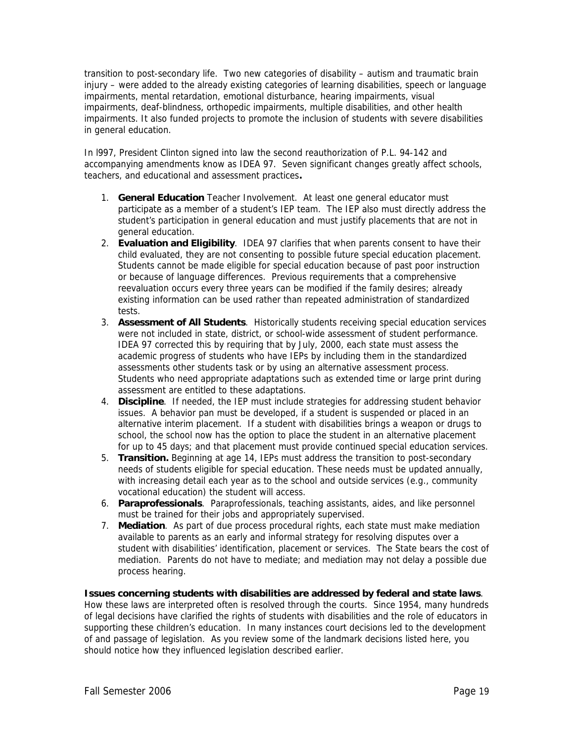transition to post-secondary life. Two new categories of disability – autism and traumatic brain injury – were added to the already existing categories of learning disabilities, speech or language impairments, mental retardation, emotional disturbance, hearing impairments, visual impairments, deaf-blindness, orthopedic impairments, multiple disabilities, and other health impairments. It also funded projects to promote the inclusion of students with severe disabilities in general education.

In l997, President Clinton signed into law the second reauthorization of P.L. 94-142 and accompanying amendments know as IDEA 97. Seven significant changes greatly affect schools, teachers, and educational and assessment practices**.**

1. **General Education** Teacher Involvement. At least one general educator must participate as a member of a student's IEP team. The IEP also must directly address the student's participation in general education and must justify placements that are not in general education.
2. **Evaluation and Eligibility**. IDEA 97 clarifies that when parents consent to have their child evaluated, they are not consenting to possible future special education placement. Students cannot be made eligible for special education because of past poor instruction or because of language differences. Previous requirements that a comprehensive reevaluation occurs every three years can be modified if the family desires; already existing information can be used rather than repeated administration of standardized tests.
3. **Assessment of All Students**. Historically students receiving special education services were not included in state, district, or school-wide assessment of student performance. IDEA 97 corrected this by requiring that by July, 2000, each state must assess the academic progress of students who have IEPs by including them in the standardized assessments other students task or by using an alternative assessment process. Students who need appropriate adaptations such as extended time or large print during assessment are entitled to these adaptations.
4. **Discipline**. If needed, the IEP must include strategies for addressing student behavior issues. A behavior pan must be developed, if a student is suspended or placed in an alternative interim placement. If a student with disabilities brings a weapon or drugs to school, the school now has the option to place the student in an alternative placement for up to 45 days; and that placement must provide continued special education services.
5. **Transition.** Beginning at age 14, IEPs must address the transition to post-secondary needs of students eligible for special education. These needs must be updated annually, with increasing detail each year as to the school and outside services (e.g., community vocational education) the student will access.
6. **Paraprofessionals**. Paraprofessionals, teaching assistants, aides, and like personnel must be trained for their jobs and appropriately supervised.
7. **Mediation**. As part of due process procedural rights, each state must make mediation available to parents as an early and informal strategy for resolving disputes over a student with disabilities' identification, placement or services. The State bears the cost of mediation. Parents do not have to mediate; and mediation may not delay a possible due process hearing.

**Issues concerning students with disabilities are addressed by federal and state laws**. How these laws are interpreted often is resolved through the courts. Since 1954, many hundreds of legal decisions have clarified the rights of students with disabilities and the role of educators in supporting these children's education. In many instances court decisions led to the development of and passage of legislation. As you review some of the landmark decisions listed here, you should notice how they influenced legislation described earlier.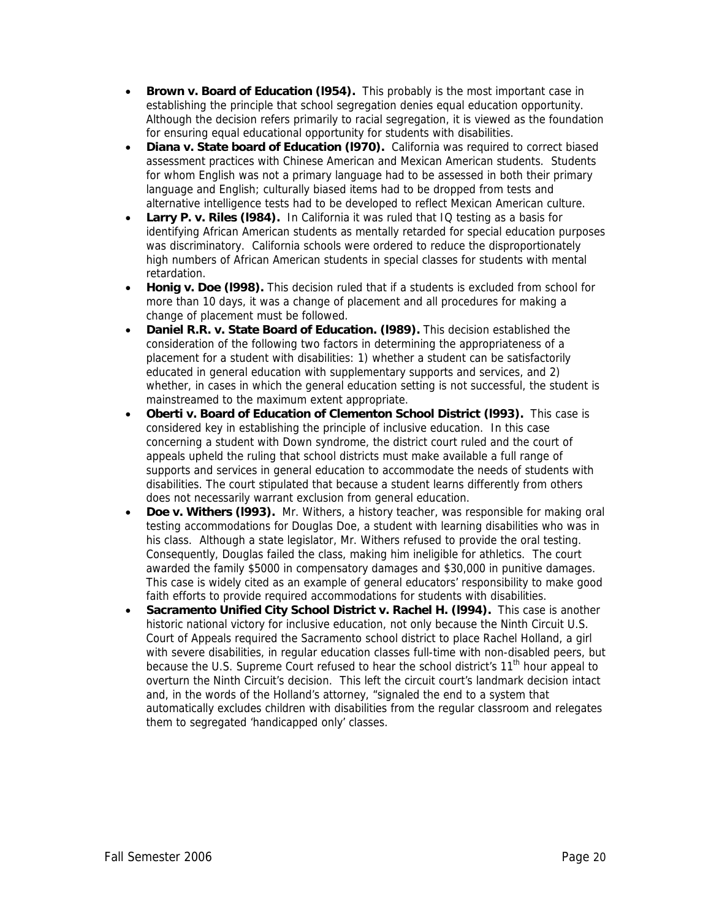- **Brown v. Board of Education (l954).** This probably is the most important case in establishing the principle that school segregation denies equal education opportunity. Although the decision refers primarily to racial segregation, it is viewed as the foundation for ensuring equal educational opportunity for students with disabilities.
- **Diana v. State board of Education (l970).** California was required to correct biased assessment practices with Chinese American and Mexican American students. Students for whom English was not a primary language had to be assessed in both their primary language and English; culturally biased items had to be dropped from tests and alternative intelligence tests had to be developed to reflect Mexican American culture.
- **Larry P. v. Riles (l984).** In California it was ruled that IQ testing as a basis for identifying African American students as mentally retarded for special education purposes was discriminatory. California schools were ordered to reduce the disproportionately high numbers of African American students in special classes for students with mental retardation.
- **Honig v. Doe (l998).** This decision ruled that if a students is excluded from school for more than 10 days, it was a change of placement and all procedures for making a change of placement must be followed.
- **Daniel R.R. v. State Board of Education. (l989).** This decision established the consideration of the following two factors in determining the appropriateness of a placement for a student with disabilities: 1) whether a student can be satisfactorily educated in general education with supplementary supports and services, and 2) whether, in cases in which the general education setting is not successful, the student is mainstreamed to the maximum extent appropriate.
- **Oberti v. Board of Education of Clementon School District (l993).** This case is considered key in establishing the principle of inclusive education. In this case concerning a student with Down syndrome, the district court ruled and the court of appeals upheld the ruling that school districts must make available a full range of supports and services in general education to accommodate the needs of students with disabilities. The court stipulated that because a student learns differently from others does not necessarily warrant exclusion from general education.
- **Doe v. Withers (l993).** Mr. Withers, a history teacher, was responsible for making oral testing accommodations for Douglas Doe, a student with learning disabilities who was in his class. Although a state legislator, Mr. Withers refused to provide the oral testing. Consequently, Douglas failed the class, making him ineligible for athletics. The court awarded the family $5000 in compensatory damages and $30,000 in punitive damages. This case is widely cited as an example of general educators' responsibility to make good faith efforts to provide required accommodations for students with disabilities.
- **Sacramento Unified City School District v. Rachel H. (l994).** This case is another historic national victory for inclusive education, not only because the Ninth Circuit U.S. Court of Appeals required the Sacramento school district to place Rachel Holland, a girl with severe disabilities, in regular education classes full-time with non-disabled peers, but because the U.S. Supreme Court refused to hear the school district's 11th hour appeal to overturn the Ninth Circuit's decision. This left the circuit court's landmark decision intact and, in the words of the Holland's attorney, "signaled the end to a system that automatically excludes children with disabilities from the regular classroom and relegates them to segregated 'handicapped only' classes.